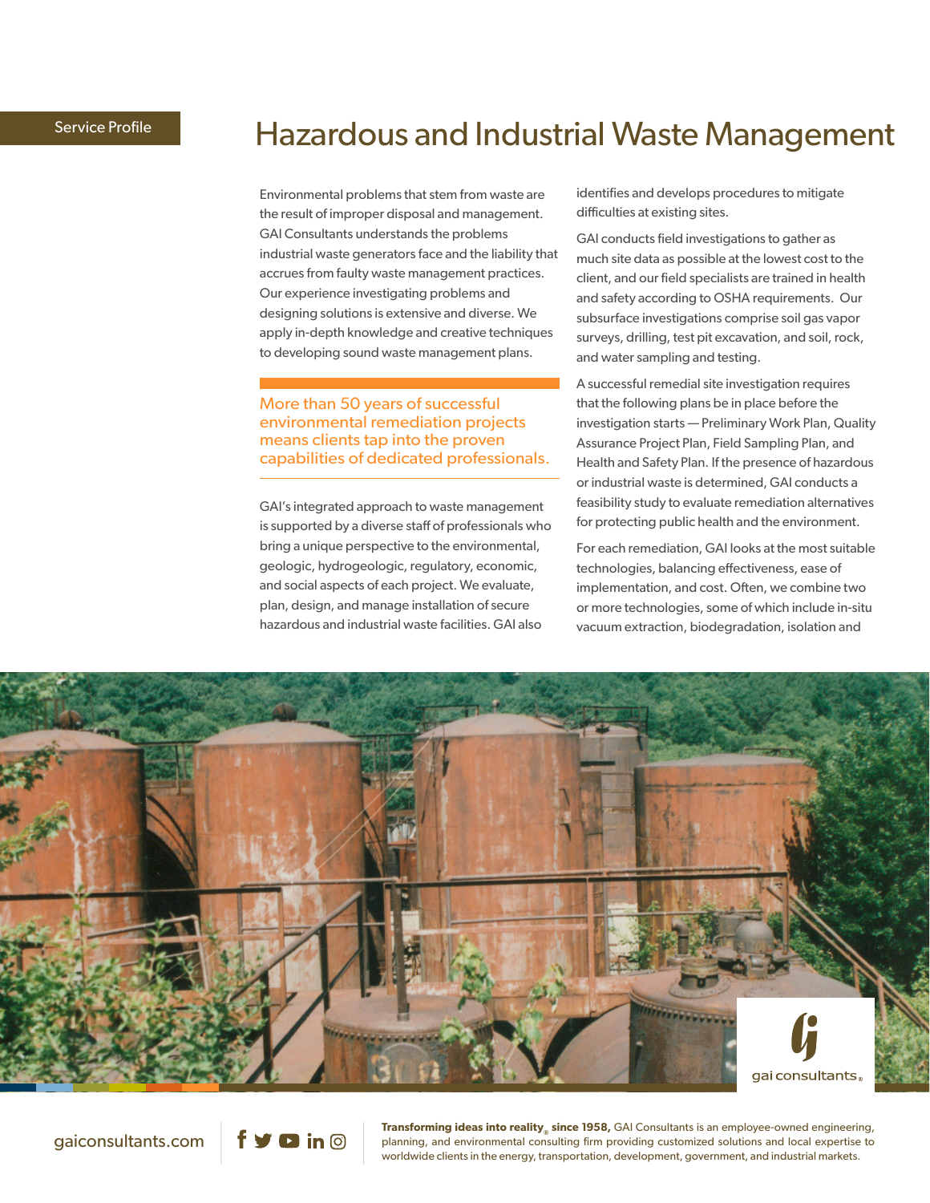Service Profile

# Hazardous and Industrial Waste Management

Environmental problems that stem from waste are the result of improper disposal and management. GAI Consultants understands the problems industrial waste generators face and the liability that accrues from faulty waste management practices. Our experience investigating problems and designing solutions is extensive and diverse. We apply in-depth knowledge and creative techniques to developing sound waste management plans.

**More than 50 years of successful environmental remediation projects means clients tap into the proven capabilities of dedicated professionals.**

GAI's integrated approach to waste management is supported by a diverse staff of professionals who bring a unique perspective to the environmental, geologic, hydrogeologic, regulatory, economic, and social aspects of each project. We evaluate, plan, design, and manage installation of secure hazardous and industrial waste facilities. GAI also identifies and develops procedures to mitigate difficulties at existing sites.

GAI conducts field investigations to gather as much site data as possible at the lowest cost to the client, and our field specialists are trained in health and safety according to OSHA requirements. Our subsurface investigations comprise soil gas vapor surveys, drilling, test pit excavation, and soil, rock, and water sampling and testing.

A successful remedial site investigation requires that the following plans be in place before the investigation starts — Preliminary Work Plan, Quality Assurance Project Plan, Field Sampling Plan, and Health and Safety Plan. If the presence of hazardous or industrial waste is determined, GAI conducts a feasibility study to evaluate remediation alternatives for protecting public health and the environment.

For each remediation, GAI looks at the most suitable technologies, balancing effectiveness, ease of implementation, and cost. Often, we combine two or more technologies, some of which include in-situ vacuum extraction, biodegradation, isolation and

gai consultants®

gaiconsultants.com

**Transforming ideas into reality® since 1958,** GAI Consultants is an employee-owned engineering, planning, and environmental consulting firm providing customized solutions and local expertise to worldwide clients in the energy, transportation, development, government, and industrial markets.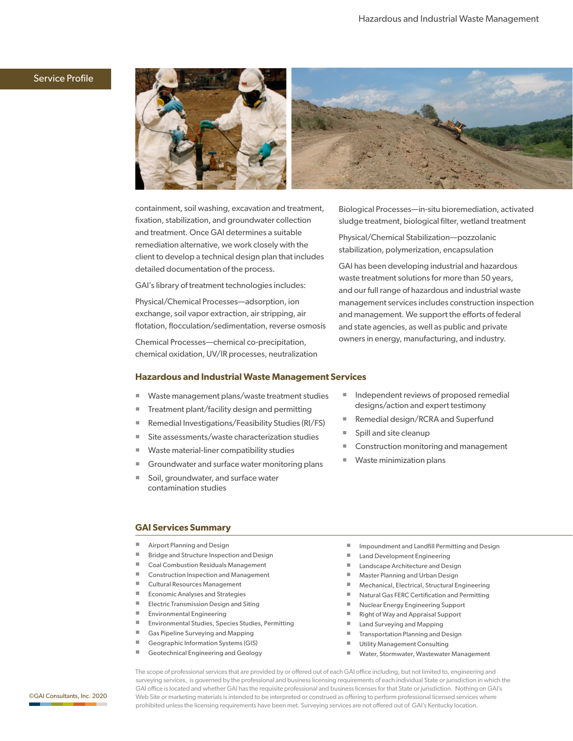Service Profile

containment, soil washing, excavation and treatment, fixation, stabilization, and groundwater collection and treatment. Once GAI determines a suitable remediation alternative, we work closely with the client to develop a technical design plan that includes detailed documentation of the process.

GAI's library of treatment technologies includes:

Physical/Chemical Processes—adsorption, ion exchange, soil vapor extraction, air stripping, air flotation, flocculation/sedimentation, reverse osmosis

Chemical Processes—chemical co-precipitation, chemical oxidation, UV/IR processes, neutralization

Biological Processes—in-situ bioremediation, activated sludge treatment, biological filter, wetland treatment

Physical/Chemical Stabilization—pozzolanic stabilization, polymerization, encapsulation

GAI has been developing industrial and hazardous waste treatment solutions for more than 50 years, and our full range of hazardous and industrial waste management services includes construction inspection and management. We support the efforts of federal and state agencies, as well as public and private owners in energy, manufacturing, and industry.

## Hazardous and Industrial Waste Management Services

- Waste management plans/waste treatment studies
- Treatment plant/facility design and permitting
- Remedial Investigations/Feasibility Studies (RI/FS)
- Site assessments/waste characterization studies
- Waste material-liner compatibility studies
- Groundwater and surface water monitoring plans
- Soil, groundwater, and surface water contamination studies
- Independent reviews of proposed remedial designs/action and expert testimony
- Remedial design/RCRA and Superfund
- Spill and site cleanup
- Construction monitoring and management
- Waste minimization plans

## GAI Services Summary

- Airport Planning and Design
- Bridge and Structure Inspection and Design
- Coal Combustion Residuals Management
- Construction Inspection and Management
- Cultural Resources Management
- Economic Analyses and Strategies
- Electric Transmission Design and Siting
- Environmental Engineering
- Environmental Studies, Species Studies, Permitting
- Gas Pipeline Surveying and Mapping
- Geographic Information Systems (GIS)
- Geotechnical Engineering and Geology
- Impoundment and Landfill Permitting and Design
- Land Development Engineering
- Landscape Architecture and Design
- Master Planning and Urban Design
- Mechanical, Electrical, Structural Engineering
- Natural Gas FERC Certification and Permitting
- Nuclear Energy Engineering Support
- Right of Way and Appraisal Support
- Land Surveying and Mapping
- Transportation Planning and Design
- Utility Management Consulting
- Water, Stormwater, Wastewater Management

The scope of professional services that are provided by or offered out of each GAI office including, but not limited to, engineering and surveying services, is governed by the professional and business licensing requirements of each individual State or jurisdiction in which the GAI office is located and whether GAI has the requisite professional and business licenses for that State or jurisdiction. Nothing on GAI's Web Site or marketing materials is intended to be interpreted or construed as offering to perform professional licensed services where prohibited unless the licensing requirements have been met. Surveying services are not offered out of GAI's Kentucky location.

©GAI Consultants, Inc. 2020